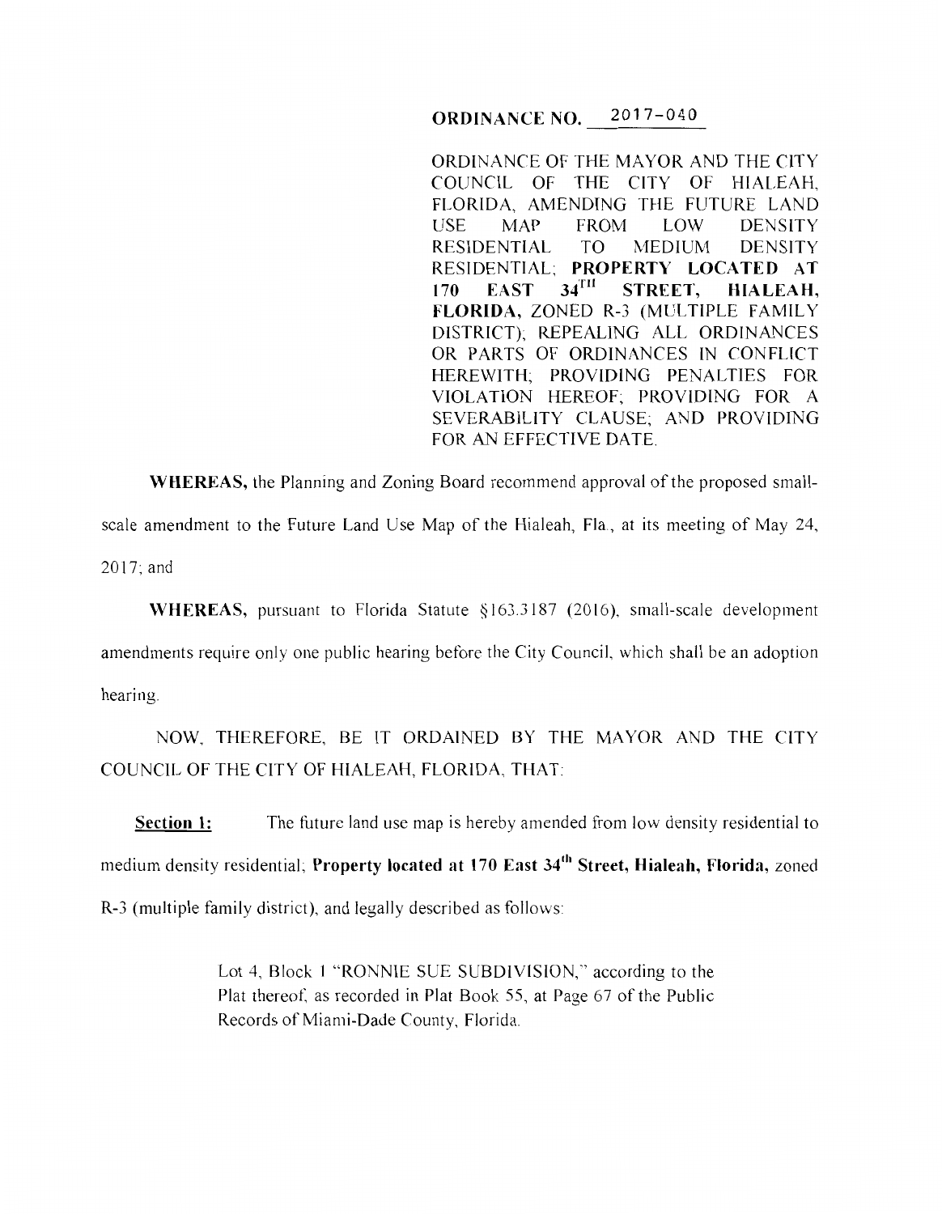# ORDINANCE NO. 2017-040

ORDINANCE OF THE MAYOR AND THE CITY COUNCIL OF THE CITY OF HIALEAH, FLORIDA, AMENDING THE FUTURE LAND USE MAP FROM LOW DENSITY RESIDENTIAL TO MEDIUM DENSITY RESIDENTIAL; **PROPERTY LOCATED AT 170 EAST 34$^{TH}$ STREET, HIALEAH, FLORIDA,** ZONED R-3 (MULTIPLE FAMILY DISTRICT); REPEALING ALL ORDINANCES OR PARTS OF ORDINANCES IN CONFLICT HEREWITH; PROVIDING PENALTIES FOR VIOLATION HEREOF; PROVIDING FOR A SEVERABILITY CLAUSE; AND PROVIDING FOR AN EFFECTIVE DATE.

**WHEREAS,** the Planning and Zoning Board recommend approval of the proposed small-scale amendment to the Future Land Use Map of the Hialeah, Fla., at its meeting of May 24, 2017; and

**WHEREAS,** pursuant to Florida Statute §163.3187 (2016), small-scale development amendments require only one public hearing before the City Council, which shall be an adoption hearing.

NOW, THEREFORE, BE IT ORDAINED BY THE MAYOR AND THE CITY COUNCIL OF THE CITY OF HIALEAH, FLORIDA, THAT:

**Section 1:** The future land use map is hereby amended from low density residential to medium density residential; **Property located at 170 East 34$^{th}$ Street, Hialeah, Florida,** zoned R-3 (multiple family district), and legally described as follows:

> Lot 4, Block 1 "RONNIE SUE SUBDIVISION," according to the Plat thereof, as recorded in Plat Book 55, at Page 67 of the Public Records of Miami-Dade County, Florida.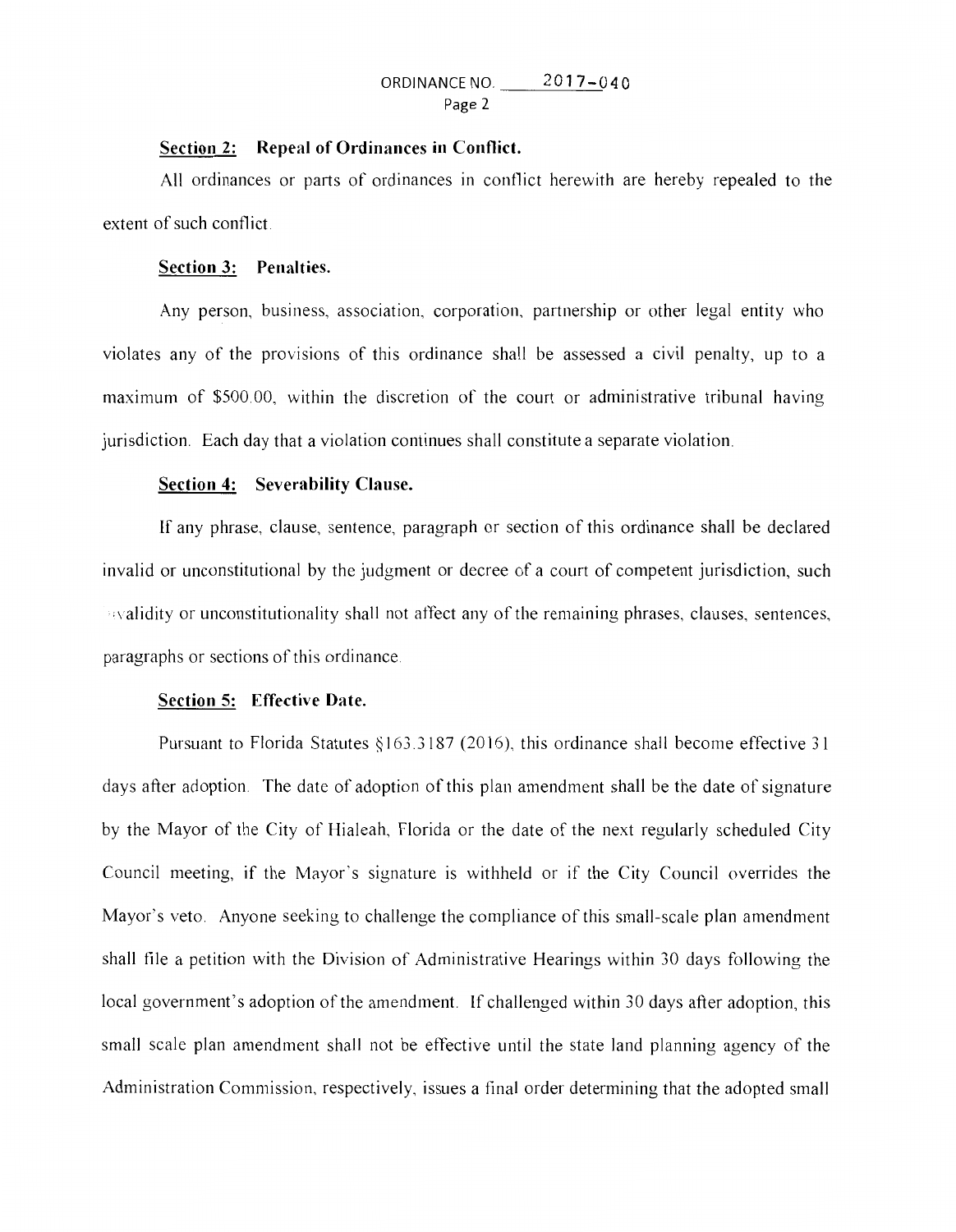ORDINANCE NO. 2017-040

**Section 2: Repeal of Ordinances in Conflict.**

All ordinances or parts of ordinances in conflict herewith are hereby repealed to the extent of such conflict.

**Section 3: Penalties.**

Any person, business, association, corporation, partnership or other legal entity who violates any of the provisions of this ordinance shall be assessed a civil penalty, up to a maximum of $500.00, within the discretion of the court or administrative tribunal having jurisdiction. Each day that a violation continues shall constitute a separate violation.

**Section 4: Severability Clause.**

If any phrase, clause, sentence, paragraph or section of this ordinance shall be declared invalid or unconstitutional by the judgment or decree of a court of competent jurisdiction, such invalidity or unconstitutionality shall not affect any of the remaining phrases, clauses, sentences, paragraphs or sections of this ordinance.

**Section 5: Effective Date.**

Pursuant to Florida Statutes §163.3187 (2016), this ordinance shall become effective 31 days after adoption. The date of adoption of this plan amendment shall be the date of signature by the Mayor of the City of Hialeah, Florida or the date of the next regularly scheduled City Council meeting, if the Mayor's signature is withheld or if the City Council overrides the Mayor's veto. Anyone seeking to challenge the compliance of this small-scale plan amendment shall file a petition with the Division of Administrative Hearings within 30 days following the local government's adoption of the amendment. If challenged within 30 days after adoption, this small scale plan amendment shall not be effective until the state land planning agency of the Administration Commission, respectively, issues a final order determining that the adopted small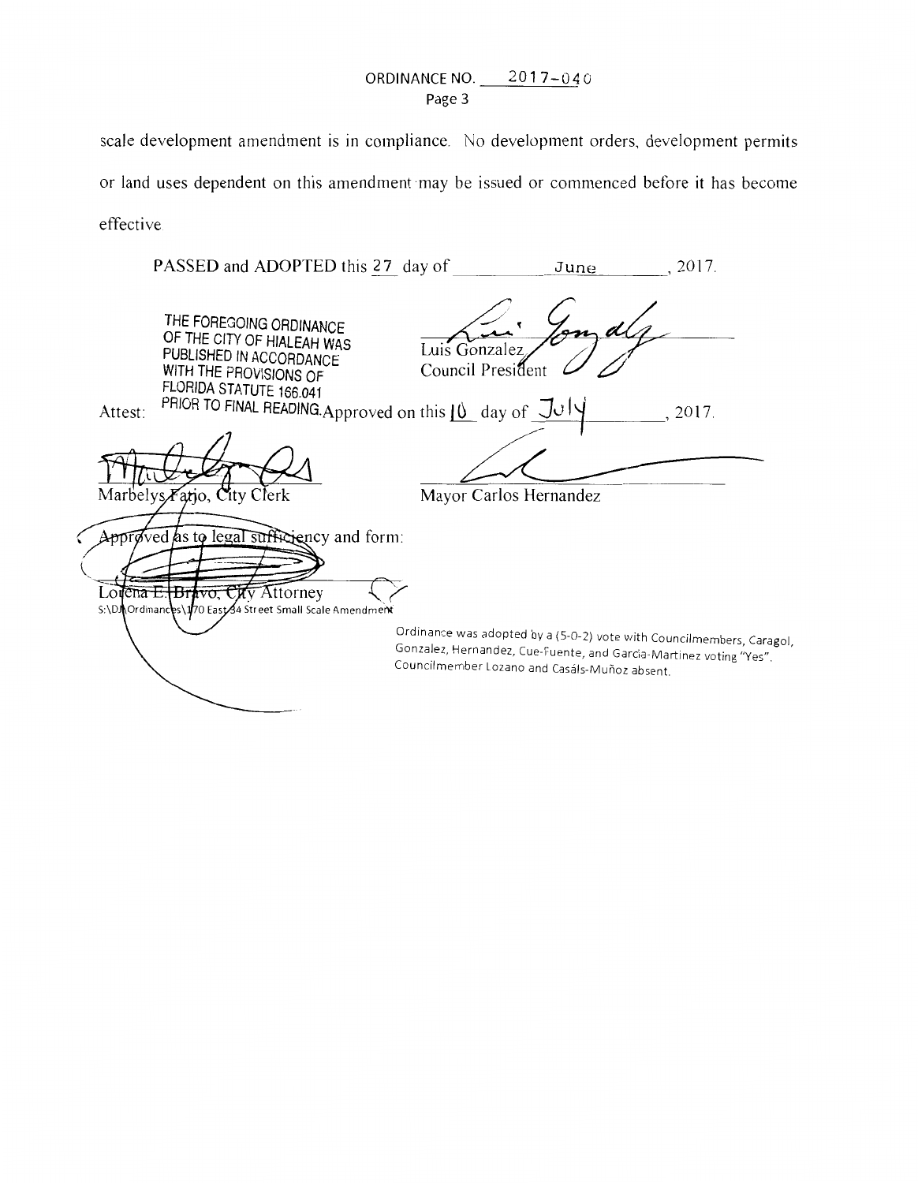ORDINANCE NO. 2017-040

scale development amendment is in compliance. No development orders, development permits or land uses dependent on this amendment may be issued or commenced before it has become effective.

PASSED and ADOPTED this 27 day of June, 2017.

THE FOREGOING ORDINANCE OF THE CITY OF HIALEAH WAS PUBLISHED IN ACCORDANCE WITH THE PROVISIONS OF FLORIDA STATUTE 166.041 PRIOR TO FINAL READING.

Luis Gonzalez
Council President

Attest:

Approved on this 10 day of July, 2017.

Marbelys Fatjo, City Clerk

Mayor Carlos Hernandez

Approved as to legal sufficiency and form:

Lorena E. Bravo, City Attorney

S:\DJ\Ordinances\170 East 34 Street Small Scale Amendment

Ordinance was adopted by a (5-0-2) vote with Councilmembers, Caragol, Gonzalez, Hernandez, Cue-Fuente, and Garcia-Martinez voting "Yes". Councilmember Lozano and Casáls-Muñoz absent.